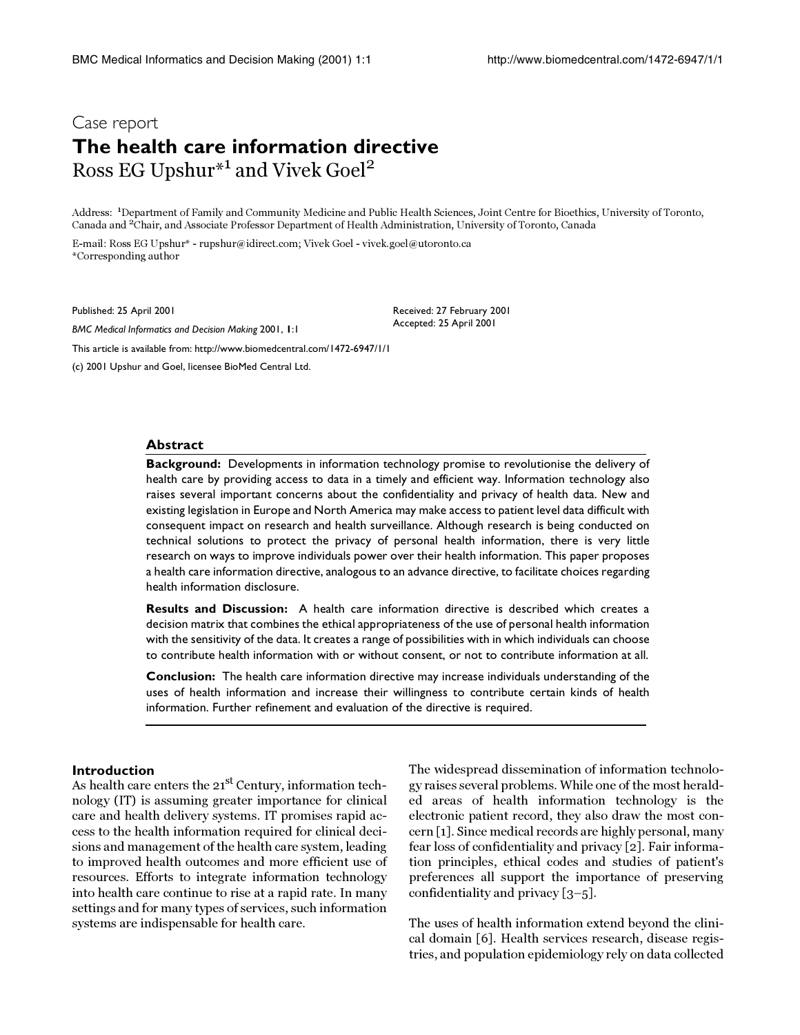Case report

# The health care information directive

Ross EG Upshur*[1] and Vivek Goel[2]

Address: [1]Department of Family and Community Medicine and Public Health Sciences, Joint Centre for Bioethics, University of Toronto, Canada and [2]Chair, and Associate Professor Department of Health Administration, University of Toronto, Canada

E-mail: Ross EG Upshur* - rupshur@idirect.com; Vivek Goel - vivek.goel@utoronto.ca
*Corresponding author

Published: 25 April 2001

*BMC Medical Informatics and Decision Making* 2001, **1**:1

This article is available from: http://www.biomedcentral.com/1472-6947/1/1

(c) 2001 Upshur and Goel, licensee BioMed Central Ltd.

Received: 27 February 2001
Accepted: 25 April 2001

## Abstract

**Background:** Developments in information technology promise to revolutionise the delivery of health care by providing access to data in a timely and efficient way. Information technology also raises several important concerns about the confidentiality and privacy of health data. New and existing legislation in Europe and North America may make access to patient level data difficult with consequent impact on research and health surveillance. Although research is being conducted on technical solutions to protect the privacy of personal health information, there is very little research on ways to improve individuals power over their health information. This paper proposes a health care information directive, analogous to an advance directive, to facilitate choices regarding health information disclosure.

**Results and Discussion:** A health care information directive is described which creates a decision matrix that combines the ethical appropriateness of the use of personal health information with the sensitivity of the data. It creates a range of possibilities with in which individuals can choose to contribute health information with or without consent, or not to contribute information at all.

**Conclusion:** The health care information directive may increase individuals understanding of the uses of health information and increase their willingness to contribute certain kinds of health information. Further refinement and evaluation of the directive is required.

## Introduction

As health care enters the 21st Century, information technology (IT) is assuming greater importance for clinical care and health delivery systems. IT promises rapid access to the health information required for clinical decisions and management of the health care system, leading to improved health outcomes and more efficient use of resources. Efforts to integrate information technology into health care continue to rise at a rapid rate. In many settings and for many types of services, such information systems are indispensable for health care.

The widespread dissemination of information technology raises several problems. While one of the most heralded areas of health information technology is the electronic patient record, they also draw the most concern [1]. Since medical records are highly personal, many fear loss of confidentiality and privacy [2]. Fair information principles, ethical codes and studies of patient's preferences all support the importance of preserving confidentiality and privacy [3–5].

The uses of health information extend beyond the clinical domain [6]. Health services research, disease registries, and population epidemiology rely on data collected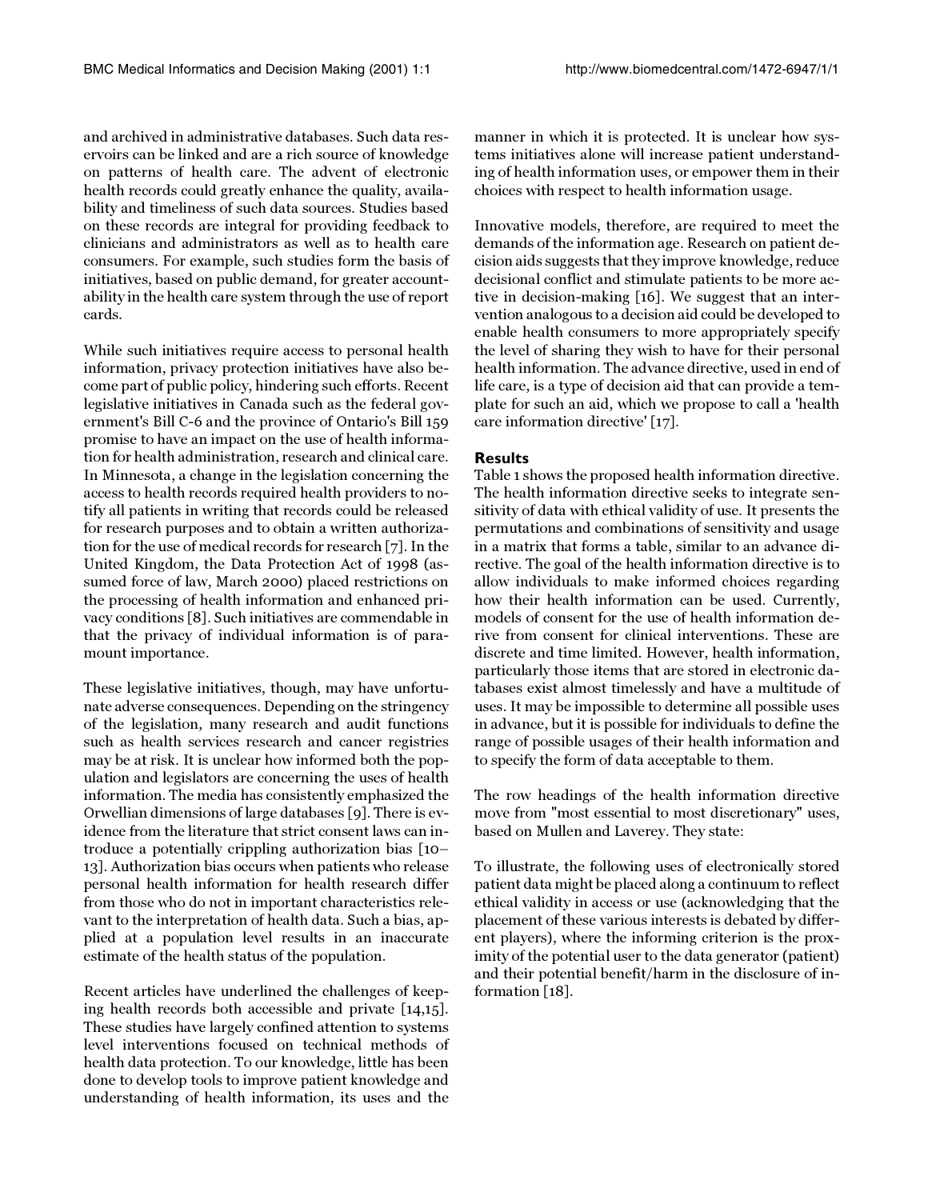and archived in administrative databases. Such data reservoirs can be linked and are a rich source of knowledge on patterns of health care. The advent of electronic health records could greatly enhance the quality, availability and timeliness of such data sources. Studies based on these records are integral for providing feedback to clinicians and administrators as well as to health care consumers. For example, such studies form the basis of initiatives, based on public demand, for greater accountability in the health care system through the use of report cards.

While such initiatives require access to personal health information, privacy protection initiatives have also become part of public policy, hindering such efforts. Recent legislative initiatives in Canada such as the federal government's Bill C-6 and the province of Ontario's Bill 159 promise to have an impact on the use of health information for health administration, research and clinical care. In Minnesota, a change in the legislation concerning the access to health records required health providers to notify all patients in writing that records could be released for research purposes and to obtain a written authorization for the use of medical records for research [7]. In the United Kingdom, the Data Protection Act of 1998 (assumed force of law, March 2000) placed restrictions on the processing of health information and enhanced privacy conditions [8]. Such initiatives are commendable in that the privacy of individual information is of paramount importance.

These legislative initiatives, though, may have unfortunate adverse consequences. Depending on the stringency of the legislation, many research and audit functions such as health services research and cancer registries may be at risk. It is unclear how informed both the population and legislators are concerning the uses of health information. The media has consistently emphasized the Orwellian dimensions of large databases [9]. There is evidence from the literature that strict consent laws can introduce a potentially crippling authorization bias [10–13]. Authorization bias occurs when patients who release personal health information for health research differ from those who do not in important characteristics relevant to the interpretation of health data. Such a bias, applied at a population level results in an inaccurate estimate of the health status of the population.

Recent articles have underlined the challenges of keeping health records both accessible and private [14,15]. These studies have largely confined attention to systems level interventions focused on technical methods of health data protection. To our knowledge, little has been done to develop tools to improve patient knowledge and understanding of health information, its uses and the manner in which it is protected. It is unclear how systems initiatives alone will increase patient understanding of health information uses, or empower them in their choices with respect to health information usage.

Innovative models, therefore, are required to meet the demands of the information age. Research on patient decision aids suggests that they improve knowledge, reduce decisional conflict and stimulate patients to be more active in decision-making [16]. We suggest that an intervention analogous to a decision aid could be developed to enable health consumers to more appropriately specify the level of sharing they wish to have for their personal health information. The advance directive, used in end of life care, is a type of decision aid that can provide a template for such an aid, which we propose to call a 'health care information directive' [17].

## Results

Table 1 shows the proposed health information directive. The health information directive seeks to integrate sensitivity of data with ethical validity of use. It presents the permutations and combinations of sensitivity and usage in a matrix that forms a table, similar to an advance directive. The goal of the health information directive is to allow individuals to make informed choices regarding how their health information can be used. Currently, models of consent for the use of health information derive from consent for clinical interventions. These are discrete and time limited. However, health information, particularly those items that are stored in electronic databases exist almost timelessly and have a multitude of uses. It may be impossible to determine all possible uses in advance, but it is possible for individuals to define the range of possible usages of their health information and to specify the form of data acceptable to them.

The row headings of the health information directive move from "most essential to most discretionary" uses, based on Mullen and Laverey. They state:

To illustrate, the following uses of electronically stored patient data might be placed along a continuum to reflect ethical validity in access or use (acknowledging that the placement of these various interests is debated by different players), where the informing criterion is the proximity of the potential user to the data generator (patient) and their potential benefit/harm in the disclosure of information [18].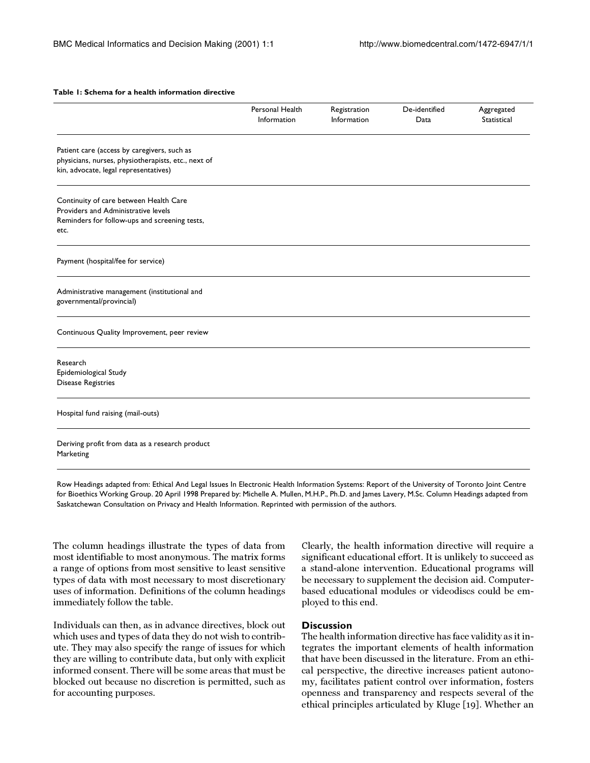**Table 1: Schema for a health information directive**

| | Personal Health Information | Registration Information | De-identified Data | Aggregated Statistical |
|---|---|---|---|---|
| Patient care (access by caregivers, such as physicians, nurses, physiotherapists, etc., next of kin, advocate, legal representatives) | | | | |
| Continuity of care between Health Care Providers and Administrative levels Reminders for follow-ups and screening tests, etc. | | | | |
| Payment (hospital/fee for service) | | | | |
| Administrative management (institutional and governmental/provincial) | | | | |
| Continuous Quality Improvement, peer review | | | | |
| Research Epidemiological Study Disease Registries | | | | |
| Hospital fund raising (mail-outs) | | | | |
| Deriving profit from data as a research product Marketing | | | | |

Row Headings adapted from: Ethical And Legal Issues In Electronic Health Information Systems: Report of the University of Toronto Joint Centre for Bioethics Working Group. 20 April 1998 Prepared by: Michelle A. Mullen, M.H.P., Ph.D. and James Lavery, M.Sc. Column Headings adapted from Saskatchewan Consultation on Privacy and Health Information. Reprinted with permission of the authors.

The column headings illustrate the types of data from most identifiable to most anonymous. The matrix forms a range of options from most sensitive to least sensitive types of data with most necessary to most discretionary uses of information. Definitions of the column headings immediately follow the table.

Individuals can then, as in advance directives, block out which uses and types of data they do not wish to contribute. They may also specify the range of issues for which they are willing to contribute data, but only with explicit informed consent. There will be some areas that must be blocked out because no discretion is permitted, such as for accounting purposes.

Clearly, the health information directive will require a significant educational effort. It is unlikely to succeed as a stand-alone intervention. Educational programs will be necessary to supplement the decision aid. Computer-based educational modules or videodiscs could be employed to this end.

## Discussion

The health information directive has face validity as it integrates the important elements of health information that have been discussed in the literature. From an ethical perspective, the directive increases patient autonomy, facilitates patient control over information, fosters openness and transparency and respects several of the ethical principles articulated by Kluge [19]. Whether an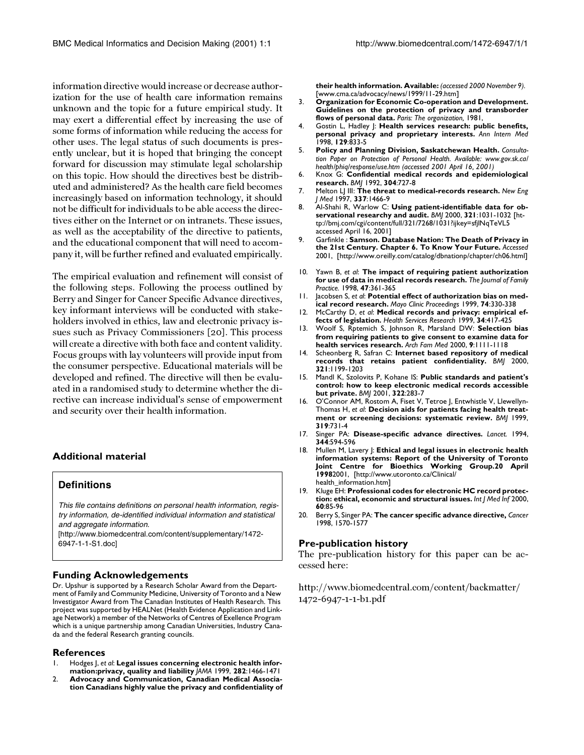information directive would increase or decrease authorization for the use of health care information remains unknown and the topic for a future empirical study. It may exert a differential effect by increasing the use of some forms of information while reducing the access for other uses. The legal status of such documents is presently unclear, but it is hoped that bringing the concept forward for discussion may stimulate legal scholarship on this topic. How should the directives best be distributed and administered? As the health care field becomes increasingly based on information technology, it should not be difficult for individuals to be able access the directives either on the Internet or on intranets. These issues, as well as the acceptability of the directive to patients, and the educational component that will need to accompany it, will be further refined and evaluated empirically.

The empirical evaluation and refinement will consist of the following steps. Following the process outlined by Berry and Singer for Cancer Specific Advance directives, key informant interviews will be conducted with stakeholders involved in ethics, law and electronic privacy issues such as Privacy Commissioners [20]. This process will create a directive with both face and content validity. Focus groups with lay volunteers will provide input from the consumer perspective. Educational materials will be developed and refined. The directive will then be evaluated in a randomised study to determine whether the directive can increase individual's sense of empowerment and security over their health information.

## Additional material

### Definitions

*This file contains definitions on personal health information, registry information, de-identified individual information and statistical and aggregate information.*

[http://www.biomedcentral.com/content/supplementary/1472-6947-1-1-S1.doc]

## Funding Acknowledgements

Dr. Upshur is supported by a Research Scholar Award from the Department of Family and Community Medicine, University of Toronto and a New Investigator Award from The Canadian Institutes of Health Research. This project was supported by HEALNet (Health Evidence Application and Linkage Network) a member of the Networks of Centres of Exellence Program which is a unique partnership among Canadian Universities, Industry Canada and the federal Research granting councils.

## References

1. Hodges J, *et al*: **Legal issues concerning electronic health information:privacy, quality and liability** *JAMA* 1999, **282**:1466-1471
2. **Advocacy and Communication, Canadian Medical Association Canadians highly value the privacy and confidentiality of their health information. Available:** *(accessed 2000 November 9).* [www.cma.ca/advocacy/news/1999/11-29.htm]
3. **Organization for Economic Co-operation and Development. Guidelines on the protection of privacy and transborder flows of personal data.** *Paris: The organization,* 1981,
4. Gostin L, Hadley J: **Health services research: public benefits, personal privacy and proprietary interests.** *Ann Intern Med* 1998, **129**:833-5
5. **Policy and Planning Division, Saskatchewan Health.** *Consultation Paper on Protection of Personal Health. Available: www.gov.sk.ca/health/phiq/response/use.htm (accessed 2001 April 16, 2001)*
6. Knox G: **Confidential medical records and epidemiological research.** *BMJ* 1992, **304**:727-8
7. Melton LJ III: **The threat to medical-records research.** *New Eng J Med* 1997, **337**:1466-9
8. Al-Shahi R, Warlow C: **Using patient-identifiable data for observational researchy and audit.** *BMJ* 2000, **321**:1031-1032 [http://bmj.com/cgi/content/full/321/7268/1031?ijkey=sfjlNqTeVL5 accessed April 16, 2001]
9. Garfinkle : **Samson. Database Nation: The Death of Privacy in the 21st Century. Chapter 6. To Know Your Future.** *Accessed* 2001, [http://www.oreilly.com/catalog/dbnationp/chapter/ch06.html]
10. Yawn B, *et al*: **The impact of requiring patient authorization for use of data in medical records research.** *The Journal of Family Practice.* 1998, **47**:361-365
11. Jacobsen S, *et al*: **Potential effect of authorization bias on medical record research.** *Mayo Clinic Proceedings* 1999, **74**:330-338
12. McCarthy D, *et al*: **Medical records and privacy: empirical effects of legislation.** *Health Services Research* 1999, **34**:417-425
13. Woolf S, Rptemich S, Johnson R, Marsland DW: **Selection bias from requiring patients to give consent to examine data for health services research.** *Arch Fam Med* 2000, **9**:1111-1118
14. Scheonberg R, Safran C: **Internet based repository of medical records that retains patient confidentiality.** *BMJ* 2000, **321**:1199-1203
15. Mandl K, Szolovits P, Kohane IS: **Public standards and patient's control: how to keep electronic medical records accessible but private.** *BMJ* 2001, **322**:283-7
16. O'Connor AM, Rostom A, Fiset V, Tetroe J, Entwhistle V, Llewellyn-Thomas H, *et al*: **Decision aids for patients facing health treatment or screening decisions: systematic review.** *BMJ* 1999, **319**:731-4
17. Singer PA: **Disease-specific advance directives.** *Lancet.* 1994, **344**:594-596
18. Mullen M, Lavery J: **Ethical and legal issues in electronic health information systems: Report of the University of Toronto Joint Centre for Bioethics Working Group.20 April 1998**2001, [http://www.utoronto.ca/Clinical/health_information.htm]
19. Kluge EH: **Professional codes for electronic HC record protection: ethical, economic and structural issues.** *Int J Med Inf* 2000, **60**:85-96
20. Berry S, Singer PA: **The cancer specific advance directive,** *Cancer* 1998, 1570-1577

## Pre-publication history

The pre-publication history for this paper can be accessed here:

http://www.biomedcentral.com/content/backmatter/1472-6947-1-1-b1.pdf